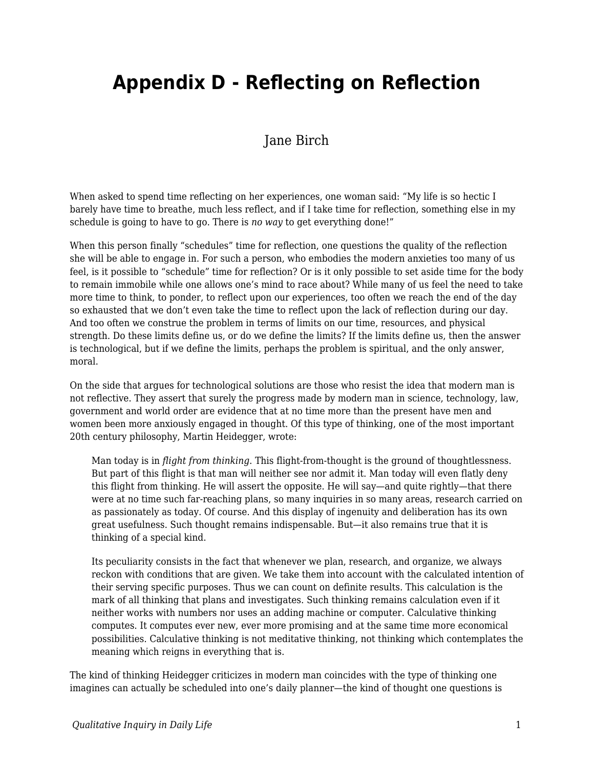# Appendix D - Reflecting on Reflection

Jane Birch

When asked to spend time reflecting on her experiences, one woman said: “My life is so hectic I barely have time to breathe, much less reflect, and if I take time for reflection, something else in my schedule is going to have to go. There is *no way* to get everything done!”

When this person finally “schedules” time for reflection, one questions the quality of the reflection she will be able to engage in. For such a person, who embodies the modern anxieties too many of us feel, is it possible to “schedule” time for reflection? Or is it only possible to set aside time for the body to remain immobile while one allows one’s mind to race about? While many of us feel the need to take more time to think, to ponder, to reflect upon our experiences, too often we reach the end of the day so exhausted that we don’t even take the time to reflect upon the lack of reflection during our day. And too often we construe the problem in terms of limits on our time, resources, and physical strength. Do these limits define us, or do we define the limits? If the limits define us, then the answer is technological, but if we define the limits, perhaps the problem is spiritual, and the only answer, moral.

On the side that argues for technological solutions are those who resist the idea that modern man is not reflective. They assert that surely the progress made by modern man in science, technology, law, government and world order are evidence that at no time more than the present have men and women been more anxiously engaged in thought. Of this type of thinking, one of the most important 20th century philosophy, Martin Heidegger, wrote:

> Man today is in *flight from thinking*. This flight-from-thought is the ground of thoughtlessness. But part of this flight is that man will neither see nor admit it. Man today will even flatly deny this flight from thinking. He will assert the opposite. He will say—and quite rightly—that there were at no time such far-reaching plans, so many inquiries in so many areas, research carried on as passionately as today. Of course. And this display of ingenuity and deliberation has its own great usefulness. Such thought remains indispensable. But—it also remains true that it is thinking of a special kind.
>
> Its peculiarity consists in the fact that whenever we plan, research, and organize, we always reckon with conditions that are given. We take them into account with the calculated intention of their serving specific purposes. Thus we can count on definite results. This calculation is the mark of all thinking that plans and investigates. Such thinking remains calculation even if it neither works with numbers nor uses an adding machine or computer. Calculative thinking computes. It computes ever new, ever more promising and at the same time more economical possibilities. Calculative thinking is not meditative thinking, not thinking which contemplates the meaning which reigns in everything that is.

The kind of thinking Heidegger criticizes in modern man coincides with the type of thinking one imagines can actually be scheduled into one’s daily planner—the kind of thought one questions is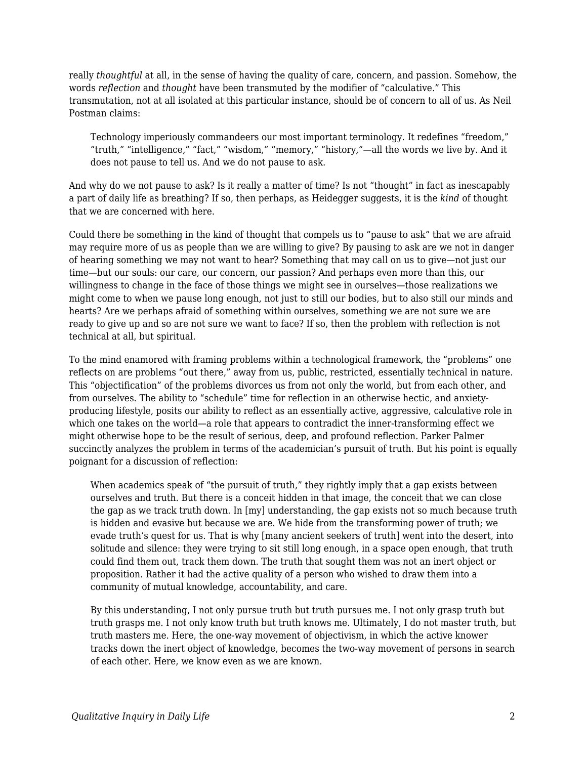really *thoughtful* at all, in the sense of having the quality of care, concern, and passion. Somehow, the words *reflection* and *thought* have been transmuted by the modifier of "calculative." This transmutation, not at all isolated at this particular instance, should be of concern to all of us. As Neil Postman claims:

> Technology imperiously commandeers our most important terminology. It redefines "freedom," "truth," "intelligence," "fact," "wisdom," "memory," "history,"—all the words we live by. And it does not pause to tell us. And we do not pause to ask.

And why do we not pause to ask? Is it really a matter of time? Is not "thought" in fact as inescapably a part of daily life as breathing? If so, then perhaps, as Heidegger suggests, it is the *kind* of thought that we are concerned with here.

Could there be something in the kind of thought that compels us to "pause to ask" that we are afraid may require more of us as people than we are willing to give? By pausing to ask are we not in danger of hearing something we may not want to hear? Something that may call on us to give—not just our time—but our souls: our care, our concern, our passion? And perhaps even more than this, our willingness to change in the face of those things we might see in ourselves—those realizations we might come to when we pause long enough, not just to still our bodies, but to also still our minds and hearts? Are we perhaps afraid of something within ourselves, something we are not sure we are ready to give up and so are not sure we want to face? If so, then the problem with reflection is not technical at all, but spiritual.

To the mind enamored with framing problems within a technological framework, the "problems" one reflects on are problems "out there," away from us, public, restricted, essentially technical in nature. This "objectification" of the problems divorces us from not only the world, but from each other, and from ourselves. The ability to "schedule" time for reflection in an otherwise hectic, and anxiety-producing lifestyle, posits our ability to reflect as an essentially active, aggressive, calculative role in which one takes on the world—a role that appears to contradict the inner-transforming effect we might otherwise hope to be the result of serious, deep, and profound reflection. Parker Palmer succinctly analyzes the problem in terms of the academician's pursuit of truth. But his point is equally poignant for a discussion of reflection:

> When academics speak of "the pursuit of truth," they rightly imply that a gap exists between ourselves and truth. But there is a conceit hidden in that image, the conceit that we can close the gap as we track truth down. In [my] understanding, the gap exists not so much because truth is hidden and evasive but because we are. We hide from the transforming power of truth; we evade truth's quest for us. That is why [many ancient seekers of truth] went into the desert, into solitude and silence: they were trying to sit still long enough, in a space open enough, that truth could find them out, track them down. The truth that sought them was not an inert object or proposition. Rather it had the active quality of a person who wished to draw them into a community of mutual knowledge, accountability, and care.
>
> By this understanding, I not only pursue truth but truth pursues me. I not only grasp truth but truth grasps me. I not only know truth but truth knows me. Ultimately, I do not master truth, but truth masters me. Here, the one-way movement of objectivism, in which the active knower tracks down the inert object of knowledge, becomes the two-way movement of persons in search of each other. Here, we know even as we are known.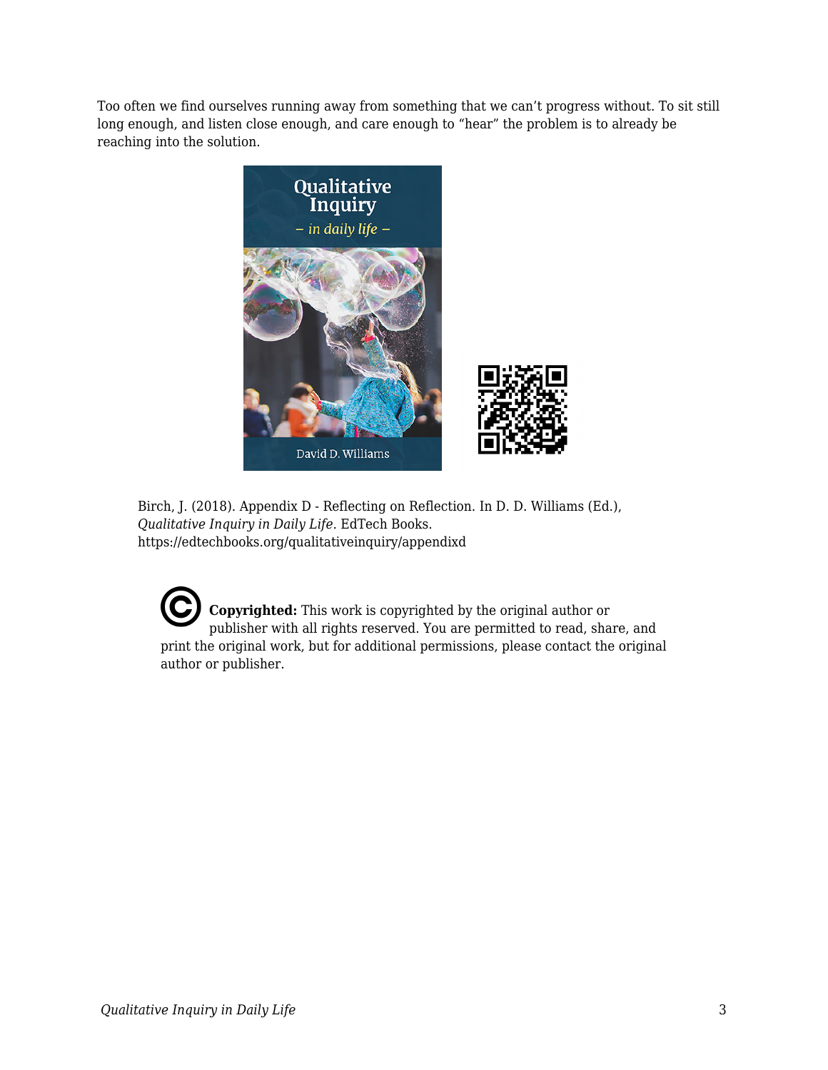Too often we find ourselves running away from something that we can’t progress without. To sit still long enough, and listen close enough, and care enough to “hear” the problem is to already be reaching into the solution.

Birch, J. (2018). Appendix D - Reflecting on Reflection. In D. D. Williams (Ed.), *Qualitative Inquiry in Daily Life*. EdTech Books. https://edtechbooks.org/qualitativeinquiry/appendixd

**Copyrighted:** This work is copyrighted by the original author or publisher with all rights reserved. You are permitted to read, share, and print the original work, but for additional permissions, please contact the original author or publisher.